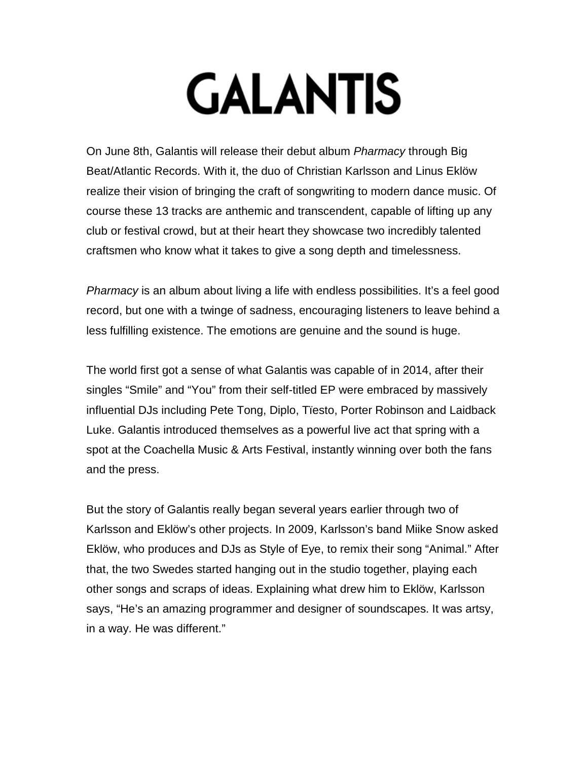# GALANTIS

On June 8th, Galantis will release their debut album *Pharmacy* through Big Beat/Atlantic Records. With it, the duo of Christian Karlsson and Linus Eklöw realize their vision of bringing the craft of songwriting to modern dance music. Of course these 13 tracks are anthemic and transcendent, capable of lifting up any club or festival crowd, but at their heart they showcase two incredibly talented craftsmen who know what it takes to give a song depth and timelessness.

*Pharmacy* is an album about living a life with endless possibilities. It's a feel good record, but one with a twinge of sadness, encouraging listeners to leave behind a less fulfilling existence. The emotions are genuine and the sound is huge.

The world first got a sense of what Galantis was capable of in 2014, after their singles "Smile" and "You" from their self-titled EP were embraced by massively influential DJs including Pete Tong, Diplo, Tïesto, Porter Robinson and Laidback Luke. Galantis introduced themselves as a powerful live act that spring with a spot at the Coachella Music & Arts Festival, instantly winning over both the fans and the press.

But the story of Galantis really began several years earlier through two of Karlsson and Eklöw's other projects. In 2009, Karlsson's band Miike Snow asked Eklöw, who produces and DJs as Style of Eye, to remix their song "Animal." After that, the two Swedes started hanging out in the studio together, playing each other songs and scraps of ideas. Explaining what drew him to Eklöw, Karlsson says, "He's an amazing programmer and designer of soundscapes. It was artsy, in a way. He was different."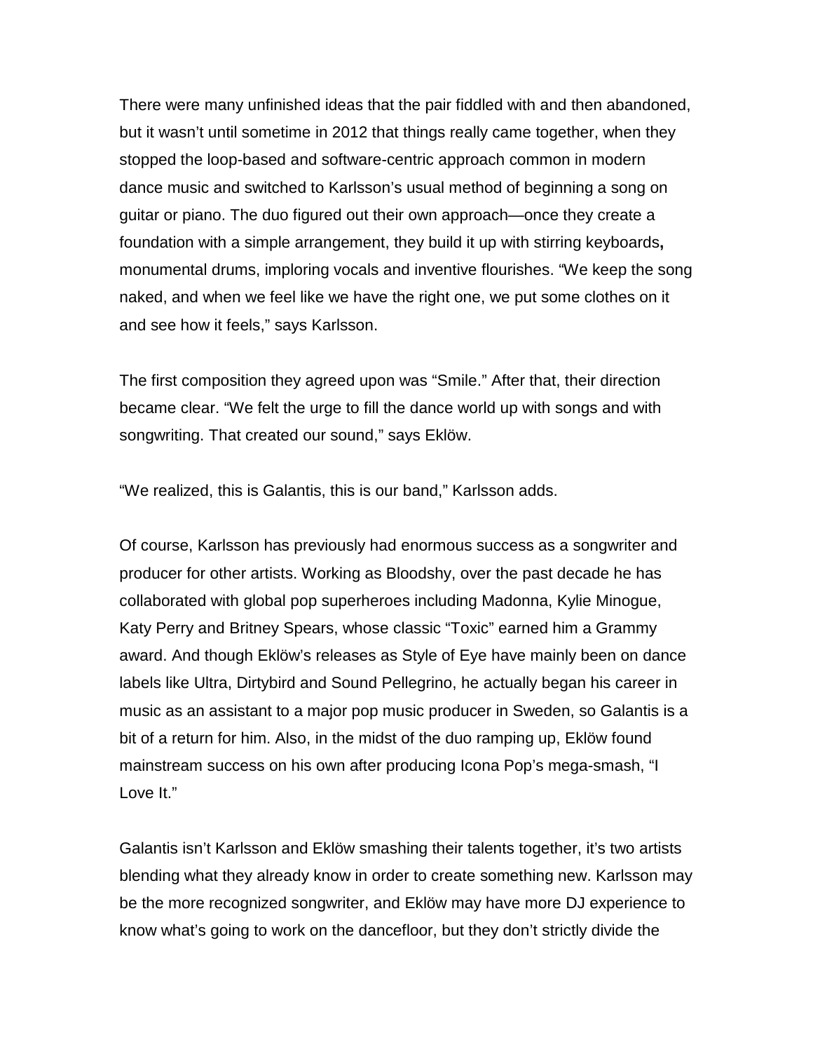There were many unfinished ideas that the pair fiddled with and then abandoned, but it wasn't until sometime in 2012 that things really came together, when they stopped the loop-based and software-centric approach common in modern dance music and switched to Karlsson's usual method of beginning a song on guitar or piano. The duo figured out their own approach—once they create a foundation with a simple arrangement, they build it up with stirring keyboards**,** monumental drums, imploring vocals and inventive flourishes. "We keep the song naked, and when we feel like we have the right one, we put some clothes on it and see how it feels," says Karlsson.

The first composition they agreed upon was "Smile." After that, their direction became clear. "We felt the urge to fill the dance world up with songs and with songwriting. That created our sound," says Eklöw.

"We realized, this is Galantis, this is our band," Karlsson adds.

Of course, Karlsson has previously had enormous success as a songwriter and producer for other artists. Working as Bloodshy, over the past decade he has collaborated with global pop superheroes including Madonna, Kylie Minogue, Katy Perry and Britney Spears, whose classic "Toxic" earned him a Grammy award. And though Eklöw's releases as Style of Eye have mainly been on dance labels like Ultra, Dirtybird and Sound Pellegrino, he actually began his career in music as an assistant to a major pop music producer in Sweden, so Galantis is a bit of a return for him. Also, in the midst of the duo ramping up, Eklöw found mainstream success on his own after producing Icona Pop's mega-smash, "I Love It."

Galantis isn't Karlsson and Eklöw smashing their talents together, it's two artists blending what they already know in order to create something new. Karlsson may be the more recognized songwriter, and Eklöw may have more DJ experience to know what's going to work on the dancefloor, but they don't strictly divide the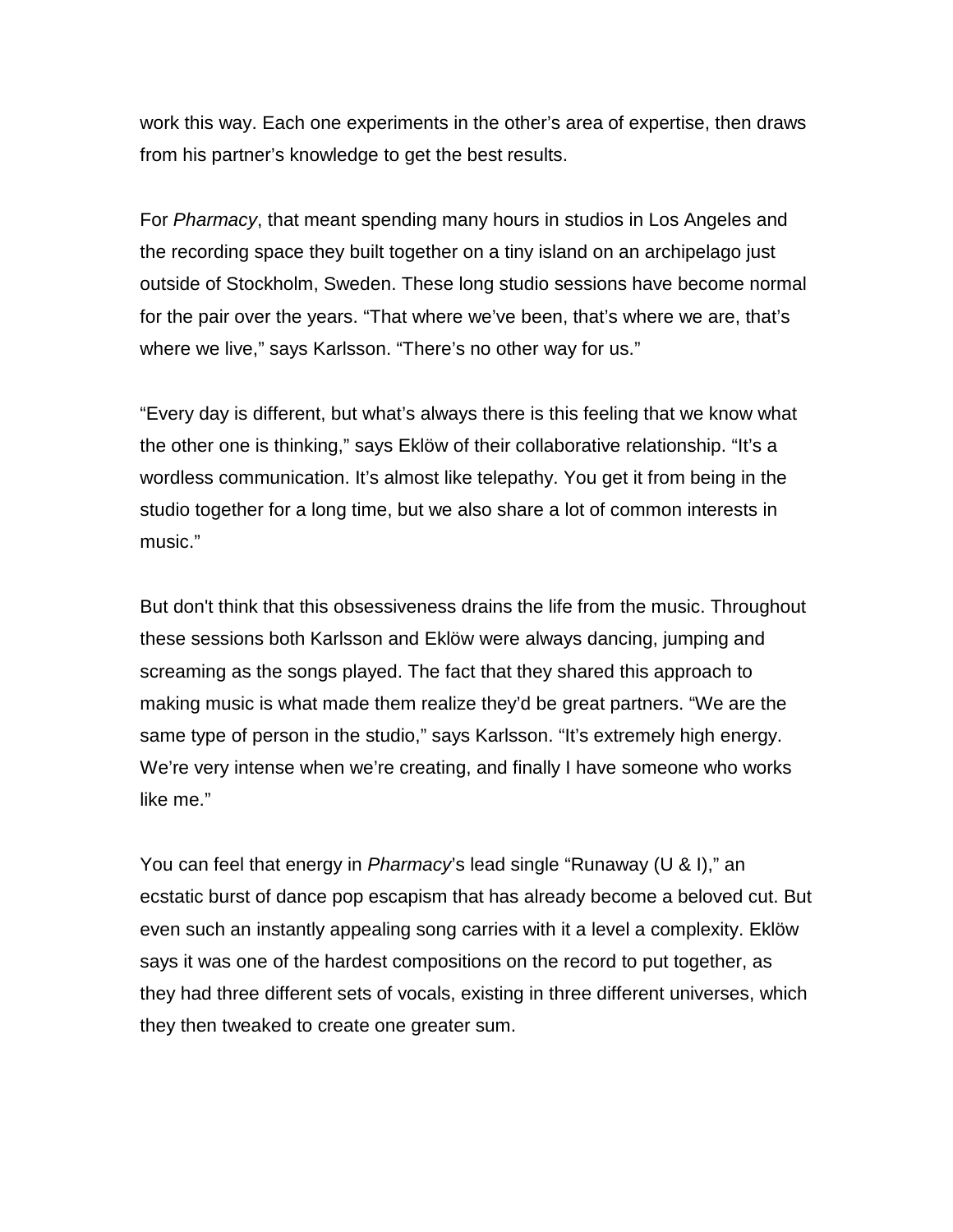work this way. Each one experiments in the other's area of expertise, then draws from his partner's knowledge to get the best results.

For *Pharmacy*, that meant spending many hours in studios in Los Angeles and the recording space they built together on a tiny island on an archipelago just outside of Stockholm, Sweden. These long studio sessions have become normal for the pair over the years. "That where we've been, that's where we are, that's where we live," says Karlsson. "There's no other way for us."

"Every day is different, but what's always there is this feeling that we know what the other one is thinking," says Eklöw of their collaborative relationship. "It's a wordless communication. It's almost like telepathy. You get it from being in the studio together for a long time, but we also share a lot of common interests in music."

But don't think that this obsessiveness drains the life from the music. Throughout these sessions both Karlsson and Eklöw were always dancing, jumping and screaming as the songs played. The fact that they shared this approach to making music is what made them realize they'd be great partners. "We are the same type of person in the studio," says Karlsson. "It's extremely high energy. We're very intense when we're creating, and finally I have someone who works like me."

You can feel that energy in *Pharmacy*'s lead single "Runaway (U & I)," an ecstatic burst of dance pop escapism that has already become a beloved cut. But even such an instantly appealing song carries with it a level a complexity. Eklöw says it was one of the hardest compositions on the record to put together, as they had three different sets of vocals, existing in three different universes, which they then tweaked to create one greater sum.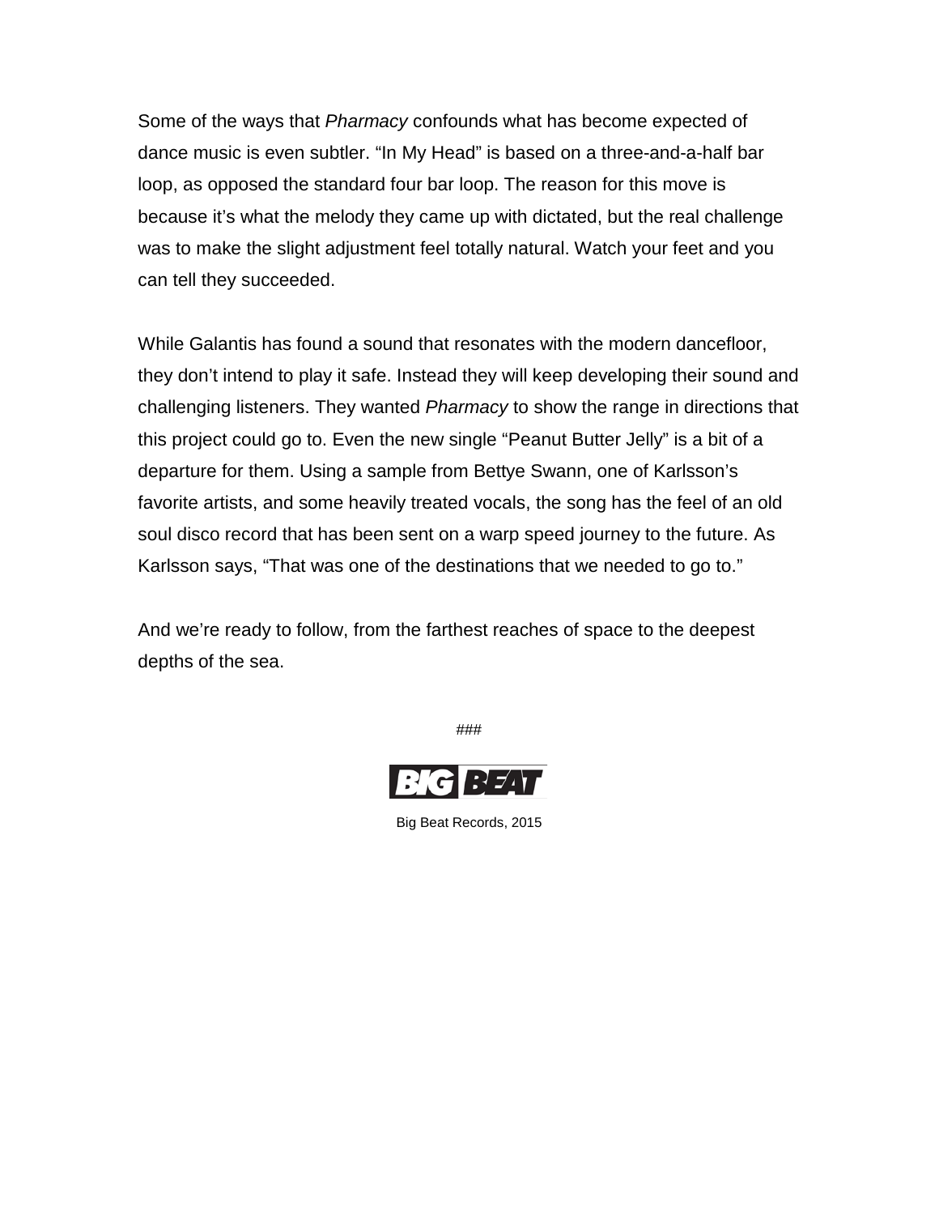Some of the ways that *Pharmacy* confounds what has become expected of dance music is even subtler. “In My Head” is based on a three-and-a-half bar loop, as opposed the standard four bar loop. The reason for this move is because it’s what the melody they came up with dictated, but the real challenge was to make the slight adjustment feel totally natural. Watch your feet and you can tell they succeeded.

While Galantis has found a sound that resonates with the modern dancefloor, they don’t intend to play it safe. Instead they will keep developing their sound and challenging listeners. They wanted *Pharmacy* to show the range in directions that this project could go to. Even the new single “Peanut Butter Jelly” is a bit of a departure for them. Using a sample from Bettye Swann, one of Karlsson’s favorite artists, and some heavily treated vocals, the song has the feel of an old soul disco record that has been sent on a warp speed journey to the future. As Karlsson says, “That was one of the destinations that we needed to go to.”

And we’re ready to follow, from the farthest reaches of space to the deepest depths of the sea.

###

BIG BEAT

Big Beat Records, 2015